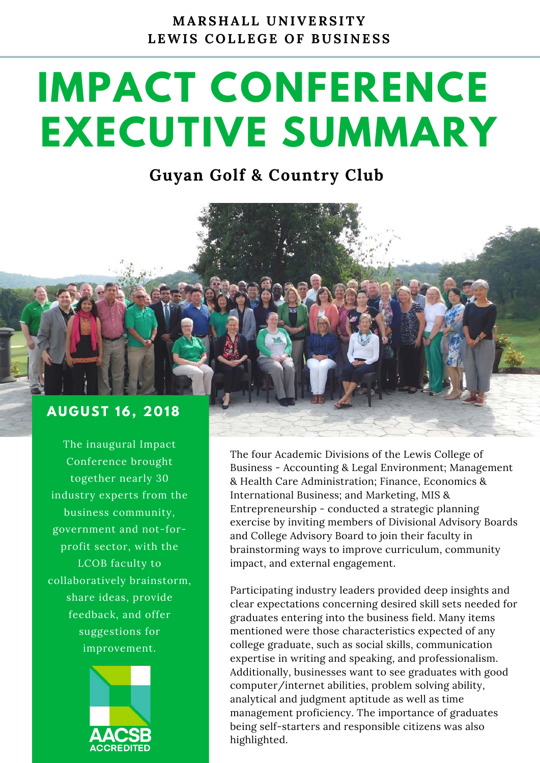**MARSHALL UNIVERSITY**
**LEWIS COLLEGE OF BUSINESS**

# IMPACT CONFERENCE EXECUTIVE SUMMARY

## Guyan Golf & Country Club

### AUGUST 16, 2018

The inaugural Impact Conference brought together nearly 30 industry experts from the business community, government and not-for-profit sector, with the LCOB faculty to collaboratively brainstorm, share ideas, provide feedback, and offer suggestions for improvement.

AACSB ACCREDITED

The four Academic Divisions of the Lewis College of Business - Accounting & Legal Environment; Management & Health Care Administration; Finance, Economics & International Business; and Marketing, MIS & Entrepreneurship - conducted a strategic planning exercise by inviting members of Divisional Advisory Boards and College Advisory Board to join their faculty in brainstorming ways to improve curriculum, community impact, and external engagement.

Participating industry leaders provided deep insights and clear expectations concerning desired skill sets needed for graduates entering into the business field. Many items mentioned were those characteristics expected of any college graduate, such as social skills, communication expertise in writing and speaking, and professionalism. Additionally, businesses want to see graduates with good computer/internet abilities, problem solving ability, analytical and judgment aptitude as well as time management proficiency. The importance of graduates being self-starters and responsible citizens was also highlighted.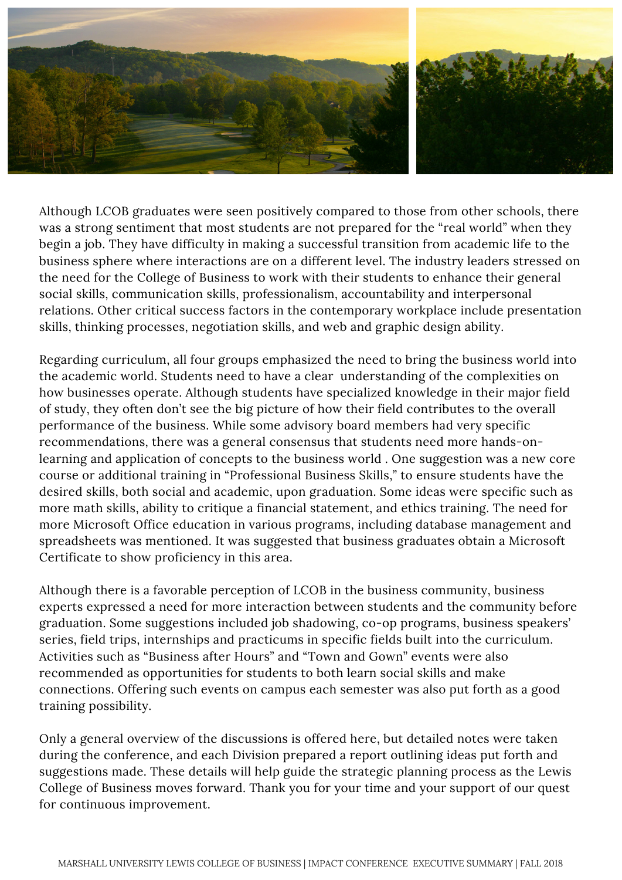Although LCOB graduates were seen positively compared to those from other schools, there was a strong sentiment that most students are not prepared for the "real world" when they begin a job. They have difficulty in making a successful transition from academic life to the business sphere where interactions are on a different level. The industry leaders stressed on the need for the College of Business to work with their students to enhance their general social skills, communication skills, professionalism, accountability and interpersonal relations. Other critical success factors in the contemporary workplace include presentation skills, thinking processes, negotiation skills, and web and graphic design ability.

Regarding curriculum, all four groups emphasized the need to bring the business world into the academic world. Students need to have a clear understanding of the complexities on how businesses operate. Although students have specialized knowledge in their major field of study, they often don't see the big picture of how their field contributes to the overall performance of the business. While some advisory board members had very specific recommendations, there was a general consensus that students need more hands-on-learning and application of concepts to the business world . One suggestion was a new core course or additional training in "Professional Business Skills," to ensure students have the desired skills, both social and academic, upon graduation. Some ideas were specific such as more math skills, ability to critique a financial statement, and ethics training. The need for more Microsoft Office education in various programs, including database management and spreadsheets was mentioned. It was suggested that business graduates obtain a Microsoft Certificate to show proficiency in this area.

Although there is a favorable perception of LCOB in the business community, business experts expressed a need for more interaction between students and the community before graduation. Some suggestions included job shadowing, co-op programs, business speakers' series, field trips, internships and practicums in specific fields built into the curriculum. Activities such as "Business after Hours" and "Town and Gown" events were also recommended as opportunities for students to both learn social skills and make connections. Offering such events on campus each semester was also put forth as a good training possibility.

Only a general overview of the discussions is offered here, but detailed notes were taken during the conference, and each Division prepared a report outlining ideas put forth and suggestions made. These details will help guide the strategic planning process as the Lewis College of Business moves forward. Thank you for your time and your support of our quest for continuous improvement.